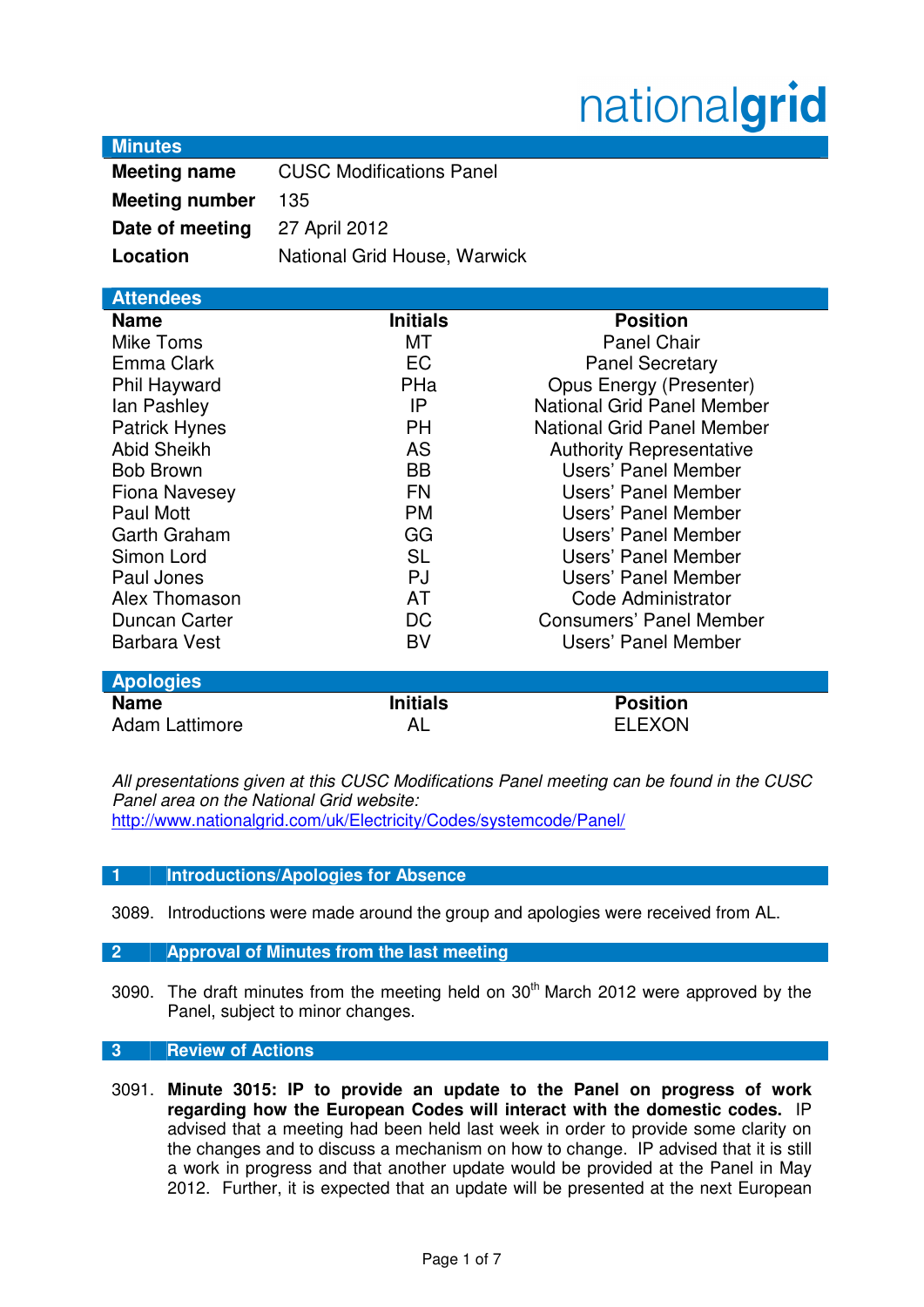nationalgrid

## Minutes

| | |
|---|---|
| **Meeting name** | CUSC Modifications Panel |
| **Meeting number** | 135 |
| **Date of meeting** | 27 April 2012 |
| **Location** | National Grid House, Warwick |

## Attendees

| Name | Initials | Position |
|---|---|---|
| Mike Toms | MT | Panel Chair |
| Emma Clark | EC | Panel Secretary |
| Phil Hayward | PHa | Opus Energy (Presenter) |
| Ian Pashley | IP | National Grid Panel Member |
| Patrick Hynes | PH | National Grid Panel Member |
| Abid Sheikh | AS | Authority Representative |
| Bob Brown | BB | Users' Panel Member |
| Fiona Navesey | FN | Users' Panel Member |
| Paul Mott | PM | Users' Panel Member |
| Garth Graham | GG | Users' Panel Member |
| Simon Lord | SL | Users' Panel Member |
| Paul Jones | PJ | Users' Panel Member |
| Alex Thomason | AT | Code Administrator |
| Duncan Carter | DC | Consumers' Panel Member |
| Barbara Vest | BV | Users' Panel Member |

## Apologies

| Name | Initials | Position |
|---|---|---|
| Adam Lattimore | AL | ELEXON |

*All presentations given at this CUSC Modifications Panel meeting can be found in the CUSC Panel area on the National Grid website:*
http://www.nationalgrid.com/uk/Electricity/Codes/systemcode/Panel/

## 1 Introductions/Apologies for Absence

3089. Introductions were made around the group and apologies were received from AL.

## 2 Approval of Minutes from the last meeting

3090. The draft minutes from the meeting held on 30th March 2012 were approved by the Panel, subject to minor changes.

## 3 Review of Actions

3091. **Minute 3015: IP to provide an update to the Panel on progress of work regarding how the European Codes will interact with the domestic codes.** IP advised that a meeting had been held last week in order to provide some clarity on the changes and to discuss a mechanism on how to change. IP advised that it is still a work in progress and that another update would be provided at the Panel in May 2012. Further, it is expected that an update will be presented at the next European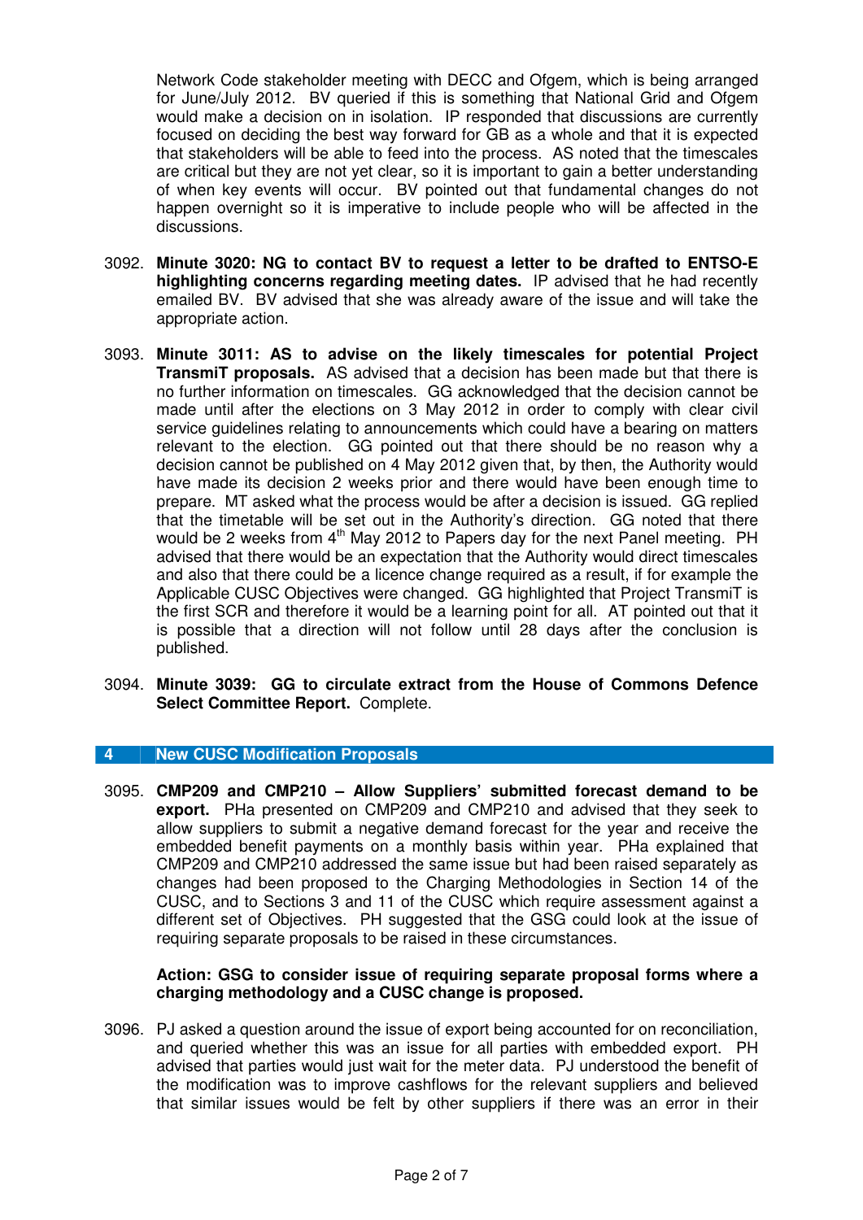Network Code stakeholder meeting with DECC and Ofgem, which is being arranged for June/July 2012. BV queried if this is something that National Grid and Ofgem would make a decision on in isolation. IP responded that discussions are currently focused on deciding the best way forward for GB as a whole and that it is expected that stakeholders will be able to feed into the process. AS noted that the timescales are critical but they are not yet clear, so it is important to gain a better understanding of when key events will occur. BV pointed out that fundamental changes do not happen overnight so it is imperative to include people who will be affected in the discussions.

3092. **Minute 3020: NG to contact BV to request a letter to be drafted to ENTSO-E highlighting concerns regarding meeting dates.** IP advised that he had recently emailed BV. BV advised that she was already aware of the issue and will take the appropriate action.

3093. **Minute 3011: AS to advise on the likely timescales for potential Project TransmiT proposals.** AS advised that a decision has been made but that there is no further information on timescales. GG acknowledged that the decision cannot be made until after the elections on 3 May 2012 in order to comply with clear civil service guidelines relating to announcements which could have a bearing on matters relevant to the election. GG pointed out that there should be no reason why a decision cannot be published on 4 May 2012 given that, by then, the Authority would have made its decision 2 weeks prior and there would have been enough time to prepare. MT asked what the process would be after a decision is issued. GG replied that the timetable will be set out in the Authority's direction. GG noted that there would be 2 weeks from 4th May 2012 to Papers day for the next Panel meeting. PH advised that there would be an expectation that the Authority would direct timescales and also that there could be a licence change required as a result, if for example the Applicable CUSC Objectives were changed. GG highlighted that Project TransmiT is the first SCR and therefore it would be a learning point for all. AT pointed out that it is possible that a direction will not follow until 28 days after the conclusion is published.

3094. **Minute 3039: GG to circulate extract from the House of Commons Defence Select Committee Report.** Complete.

## 4 New CUSC Modification Proposals

3095. **CMP209 and CMP210 – Allow Suppliers' submitted forecast demand to be export.** PHa presented on CMP209 and CMP210 and advised that they seek to allow suppliers to submit a negative demand forecast for the year and receive the embedded benefit payments on a monthly basis within year. PHa explained that CMP209 and CMP210 addressed the same issue but had been raised separately as changes had been proposed to the Charging Methodologies in Section 14 of the CUSC, and to Sections 3 and 11 of the CUSC which require assessment against a different set of Objectives. PH suggested that the GSG could look at the issue of requiring separate proposals to be raised in these circumstances.

**Action: GSG to consider issue of requiring separate proposal forms where a charging methodology and a CUSC change is proposed.**

3096. PJ asked a question around the issue of export being accounted for on reconciliation, and queried whether this was an issue for all parties with embedded export. PH advised that parties would just wait for the meter data. PJ understood the benefit of the modification was to improve cashflows for the relevant suppliers and believed that similar issues would be felt by other suppliers if there was an error in their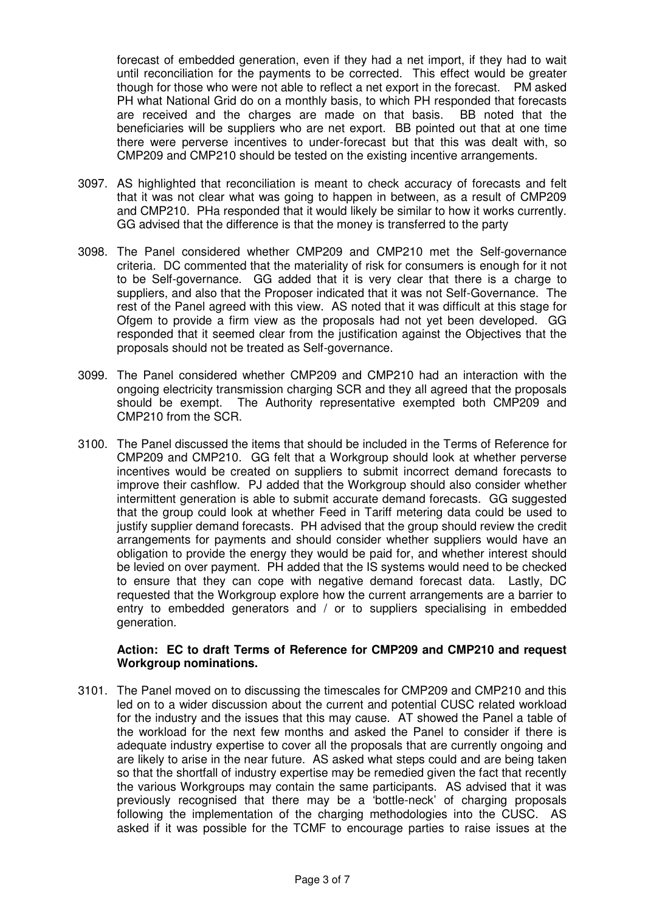forecast of embedded generation, even if they had a net import, if they had to wait until reconciliation for the payments to be corrected. This effect would be greater though for those who were not able to reflect a net export in the forecast. PM asked PH what National Grid do on a monthly basis, to which PH responded that forecasts are received and the charges are made on that basis. BB noted that the beneficiaries will be suppliers who are net export. BB pointed out that at one time there were perverse incentives to under-forecast but that this was dealt with, so CMP209 and CMP210 should be tested on the existing incentive arrangements.

3097. AS highlighted that reconciliation is meant to check accuracy of forecasts and felt that it was not clear what was going to happen in between, as a result of CMP209 and CMP210. PHa responded that it would likely be similar to how it works currently. GG advised that the difference is that the money is transferred to the party

3098. The Panel considered whether CMP209 and CMP210 met the Self-governance criteria. DC commented that the materiality of risk for consumers is enough for it not to be Self-governance. GG added that it is very clear that there is a charge to suppliers, and also that the Proposer indicated that it was not Self-Governance. The rest of the Panel agreed with this view. AS noted that it was difficult at this stage for Ofgem to provide a firm view as the proposals had not yet been developed. GG responded that it seemed clear from the justification against the Objectives that the proposals should not be treated as Self-governance.

3099. The Panel considered whether CMP209 and CMP210 had an interaction with the ongoing electricity transmission charging SCR and they all agreed that the proposals should be exempt. The Authority representative exempted both CMP209 and CMP210 from the SCR.

3100. The Panel discussed the items that should be included in the Terms of Reference for CMP209 and CMP210. GG felt that a Workgroup should look at whether perverse incentives would be created on suppliers to submit incorrect demand forecasts to improve their cashflow. PJ added that the Workgroup should also consider whether intermittent generation is able to submit accurate demand forecasts. GG suggested that the group could look at whether Feed in Tariff metering data could be used to justify supplier demand forecasts. PH advised that the group should review the credit arrangements for payments and should consider whether suppliers would have an obligation to provide the energy they would be paid for, and whether interest should be levied on over payment. PH added that the IS systems would need to be checked to ensure that they can cope with negative demand forecast data. Lastly, DC requested that the Workgroup explore how the current arrangements are a barrier to entry to embedded generators and / or to suppliers specialising in embedded generation.

**Action: EC to draft Terms of Reference for CMP209 and CMP210 and request Workgroup nominations.**

3101. The Panel moved on to discussing the timescales for CMP209 and CMP210 and this led on to a wider discussion about the current and potential CUSC related workload for the industry and the issues that this may cause. AT showed the Panel a table of the workload for the next few months and asked the Panel to consider if there is adequate industry expertise to cover all the proposals that are currently ongoing and are likely to arise in the near future. AS asked what steps could and are being taken so that the shortfall of industry expertise may be remedied given the fact that recently the various Workgroups may contain the same participants. AS advised that it was previously recognised that there may be a 'bottle-neck' of charging proposals following the implementation of the charging methodologies into the CUSC. AS asked if it was possible for the TCMF to encourage parties to raise issues at the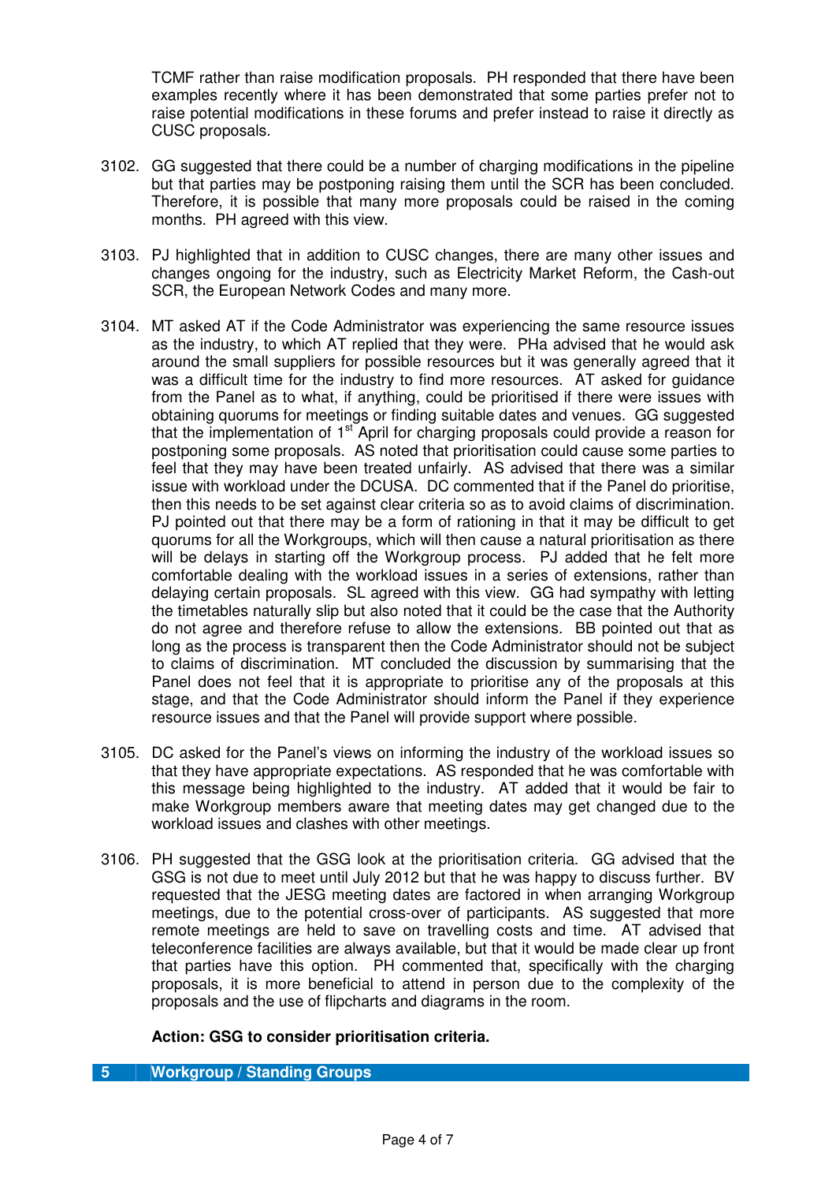TCMF rather than raise modification proposals. PH responded that there have been examples recently where it has been demonstrated that some parties prefer not to raise potential modifications in these forums and prefer instead to raise it directly as CUSC proposals.

3102. GG suggested that there could be a number of charging modifications in the pipeline but that parties may be postponing raising them until the SCR has been concluded. Therefore, it is possible that many more proposals could be raised in the coming months. PH agreed with this view.

3103. PJ highlighted that in addition to CUSC changes, there are many other issues and changes ongoing for the industry, such as Electricity Market Reform, the Cash-out SCR, the European Network Codes and many more.

3104. MT asked AT if the Code Administrator was experiencing the same resource issues as the industry, to which AT replied that they were. PHa advised that he would ask around the small suppliers for possible resources but it was generally agreed that it was a difficult time for the industry to find more resources. AT asked for guidance from the Panel as to what, if anything, could be prioritised if there were issues with obtaining quorums for meetings or finding suitable dates and venues. GG suggested that the implementation of 1st April for charging proposals could provide a reason for postponing some proposals. AS noted that prioritisation could cause some parties to feel that they may have been treated unfairly. AS advised that there was a similar issue with workload under the DCUSA. DC commented that if the Panel do prioritise, then this needs to be set against clear criteria so as to avoid claims of discrimination. PJ pointed out that there may be a form of rationing in that it may be difficult to get quorums for all the Workgroups, which will then cause a natural prioritisation as there will be delays in starting off the Workgroup process. PJ added that he felt more comfortable dealing with the workload issues in a series of extensions, rather than delaying certain proposals. SL agreed with this view. GG had sympathy with letting the timetables naturally slip but also noted that it could be the case that the Authority do not agree and therefore refuse to allow the extensions. BB pointed out that as long as the process is transparent then the Code Administrator should not be subject to claims of discrimination. MT concluded the discussion by summarising that the Panel does not feel that it is appropriate to prioritise any of the proposals at this stage, and that the Code Administrator should inform the Panel if they experience resource issues and that the Panel will provide support where possible.

3105. DC asked for the Panel's views on informing the industry of the workload issues so that they have appropriate expectations. AS responded that he was comfortable with this message being highlighted to the industry. AT added that it would be fair to make Workgroup members aware that meeting dates may get changed due to the workload issues and clashes with other meetings.

3106. PH suggested that the GSG look at the prioritisation criteria. GG advised that the GSG is not due to meet until July 2012 but that he was happy to discuss further. BV requested that the JESG meeting dates are factored in when arranging Workgroup meetings, due to the potential cross-over of participants. AS suggested that more remote meetings are held to save on travelling costs and time. AT advised that teleconference facilities are always available, but that it would be made clear up front that parties have this option. PH commented that, specifically with the charging proposals, it is more beneficial to attend in person due to the complexity of the proposals and the use of flipcharts and diagrams in the room.

**Action: GSG to consider prioritisation criteria.**

## 5 Workgroup / Standing Groups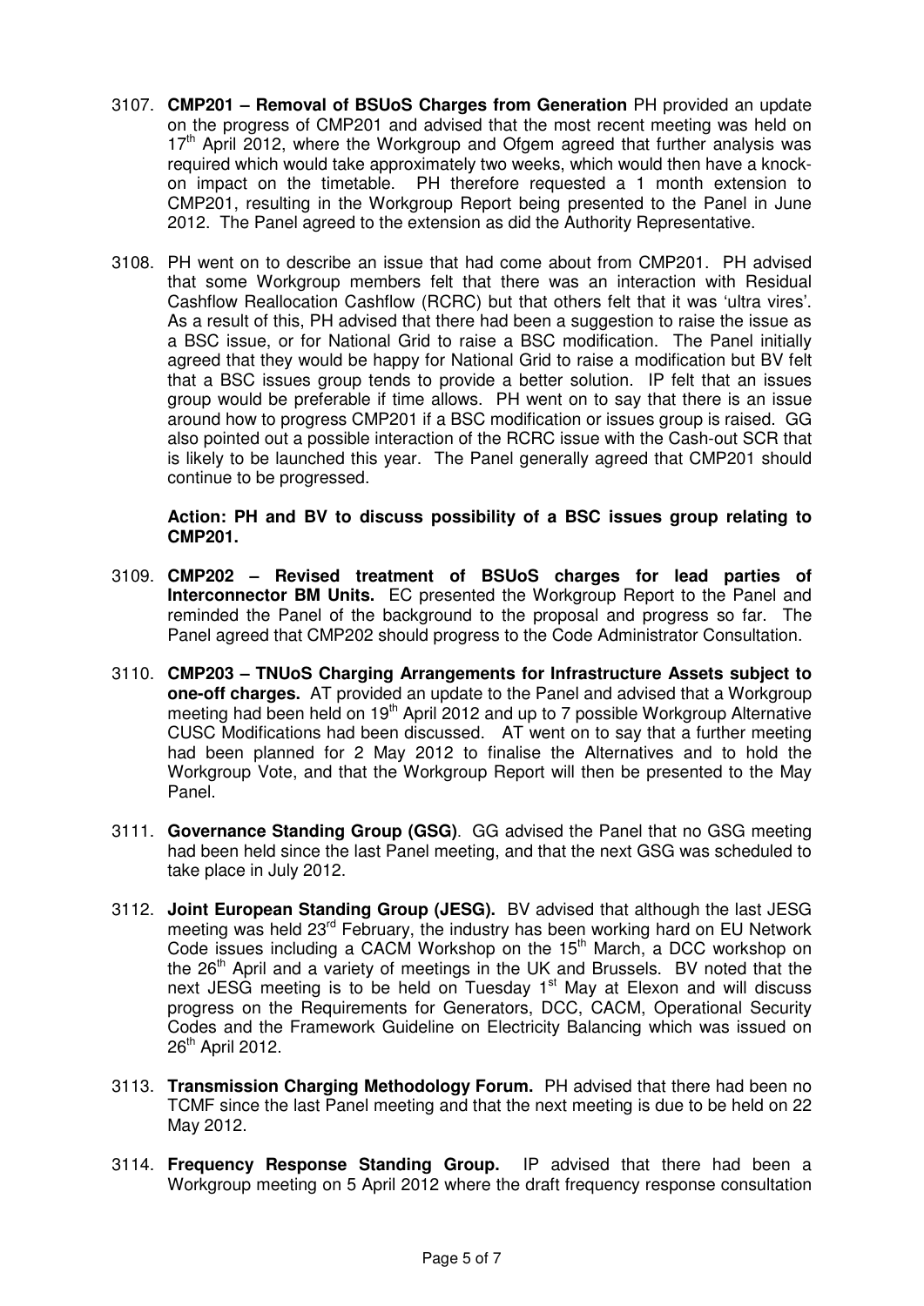3107. **CMP201 – Removal of BSUoS Charges from Generation** PH provided an update on the progress of CMP201 and advised that the most recent meeting was held on 17th April 2012, where the Workgroup and Ofgem agreed that further analysis was required which would take approximately two weeks, which would then have a knock-on impact on the timetable. PH therefore requested a 1 month extension to CMP201, resulting in the Workgroup Report being presented to the Panel in June 2012. The Panel agreed to the extension as did the Authority Representative.

3108. PH went on to describe an issue that had come about from CMP201. PH advised that some Workgroup members felt that there was an interaction with Residual Cashflow Reallocation Cashflow (RCRC) but that others felt that it was 'ultra vires'. As a result of this, PH advised that there had been a suggestion to raise the issue as a BSC issue, or for National Grid to raise a BSC modification. The Panel initially agreed that they would be happy for National Grid to raise a modification but BV felt that a BSC issues group tends to provide a better solution. IP felt that an issues group would be preferable if time allows. PH went on to say that there is an issue around how to progress CMP201 if a BSC modification or issues group is raised. GG also pointed out a possible interaction of the RCRC issue with the Cash-out SCR that is likely to be launched this year. The Panel generally agreed that CMP201 should continue to be progressed.

    **Action: PH and BV to discuss possibility of a BSC issues group relating to CMP201.**

3109. **CMP202 – Revised treatment of BSUoS charges for lead parties of Interconnector BM Units.** EC presented the Workgroup Report to the Panel and reminded the Panel of the background to the proposal and progress so far. The Panel agreed that CMP202 should progress to the Code Administrator Consultation.

3110. **CMP203 – TNUoS Charging Arrangements for Infrastructure Assets subject to one-off charges.** AT provided an update to the Panel and advised that a Workgroup meeting had been held on 19th April 2012 and up to 7 possible Workgroup Alternative CUSC Modifications had been discussed. AT went on to say that a further meeting had been planned for 2 May 2012 to finalise the Alternatives and to hold the Workgroup Vote, and that the Workgroup Report will then be presented to the May Panel.

3111. **Governance Standing Group (GSG)**. GG advised the Panel that no GSG meeting had been held since the last Panel meeting, and that the next GSG was scheduled to take place in July 2012.

3112. **Joint European Standing Group (JESG).** BV advised that although the last JESG meeting was held 23rd February, the industry has been working hard on EU Network Code issues including a CACM Workshop on the 15th March, a DCC workshop on the 26th April and a variety of meetings in the UK and Brussels. BV noted that the next JESG meeting is to be held on Tuesday 1st May at Elexon and will discuss progress on the Requirements for Generators, DCC, CACM, Operational Security Codes and the Framework Guideline on Electricity Balancing which was issued on 26th April 2012.

3113. **Transmission Charging Methodology Forum.** PH advised that there had been no TCMF since the last Panel meeting and that the next meeting is due to be held on 22 May 2012.

3114. **Frequency Response Standing Group.** IP advised that there had been a Workgroup meeting on 5 April 2012 where the draft frequency response consultation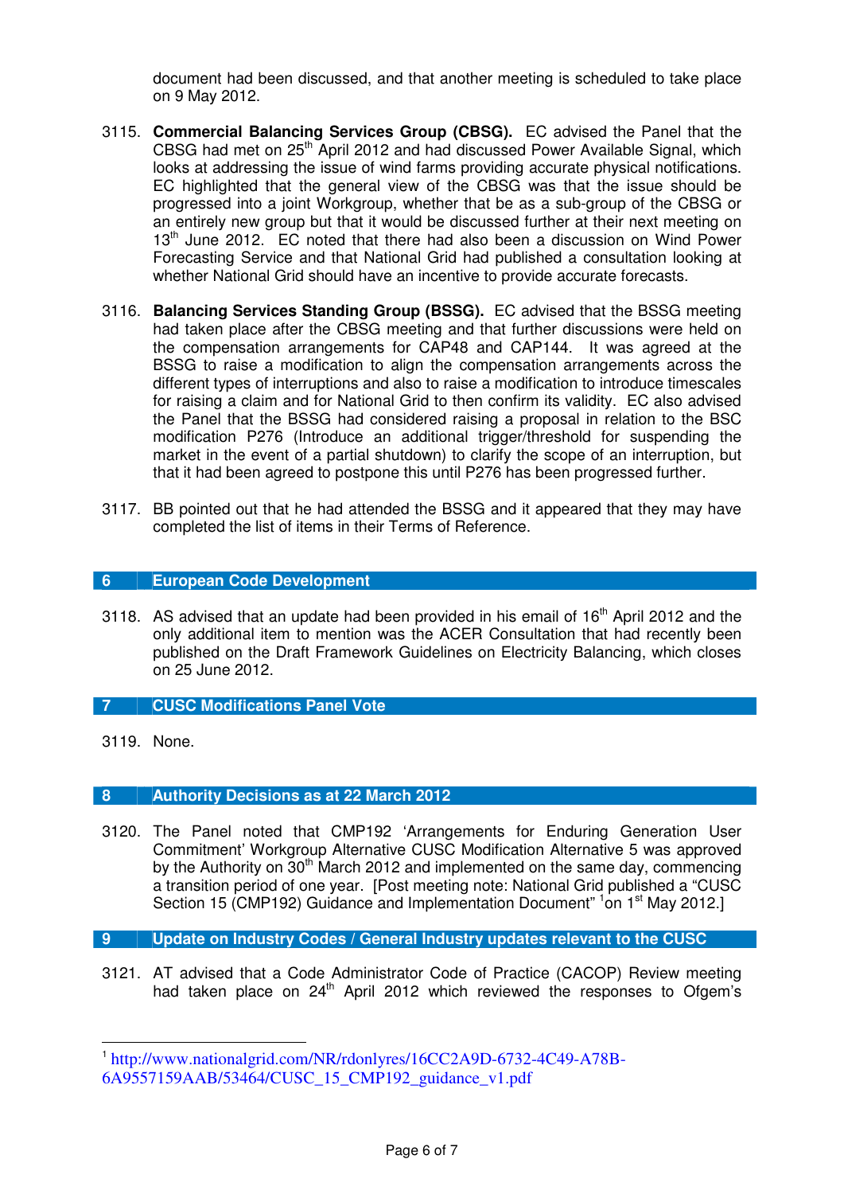document had been discussed, and that another meeting is scheduled to take place on 9 May 2012.

3115. **Commercial Balancing Services Group (CBSG).** EC advised the Panel that the CBSG had met on 25th April 2012 and had discussed Power Available Signal, which looks at addressing the issue of wind farms providing accurate physical notifications. EC highlighted that the general view of the CBSG was that the issue should be progressed into a joint Workgroup, whether that be as a sub-group of the CBSG or an entirely new group but that it would be discussed further at their next meeting on 13th June 2012. EC noted that there had also been a discussion on Wind Power Forecasting Service and that National Grid had published a consultation looking at whether National Grid should have an incentive to provide accurate forecasts.

3116. **Balancing Services Standing Group (BSSG).** EC advised that the BSSG meeting had taken place after the CBSG meeting and that further discussions were held on the compensation arrangements for CAP48 and CAP144. It was agreed at the BSSG to raise a modification to align the compensation arrangements across the different types of interruptions and also to raise a modification to introduce timescales for raising a claim and for National Grid to then confirm its validity. EC also advised the Panel that the BSSG had considered raising a proposal in relation to the BSC modification P276 (Introduce an additional trigger/threshold for suspending the market in the event of a partial shutdown) to clarify the scope of an interruption, but that it had been agreed to postpone this until P276 has been progressed further.

3117. BB pointed out that he had attended the BSSG and it appeared that they may have completed the list of items in their Terms of Reference.

## 6 European Code Development

3118. AS advised that an update had been provided in his email of 16th April 2012 and the only additional item to mention was the ACER Consultation that had recently been published on the Draft Framework Guidelines on Electricity Balancing, which closes on 25 June 2012.

## 7 CUSC Modifications Panel Vote

3119. None.

## 8 Authority Decisions as at 22 March 2012

3120. The Panel noted that CMP192 'Arrangements for Enduring Generation User Commitment' Workgroup Alternative CUSC Modification Alternative 5 was approved by the Authority on 30th March 2012 and implemented on the same day, commencing a transition period of one year. [Post meeting note: National Grid published a "CUSC Section 15 (CMP192) Guidance and Implementation Document" [1]on 1st May 2012.]

## 9 Update on Industry Codes / General Industry updates relevant to the CUSC

3121. AT advised that a Code Administrator Code of Practice (CACOP) Review meeting had taken place on 24th April 2012 which reviewed the responses to Ofgem's

---

[1] http://www.nationalgrid.com/NR/rdonlyres/16CC2A9D-6732-4C49-A78B-6A9557159AAB/53464/CUSC_15_CMP192_guidance_v1.pdf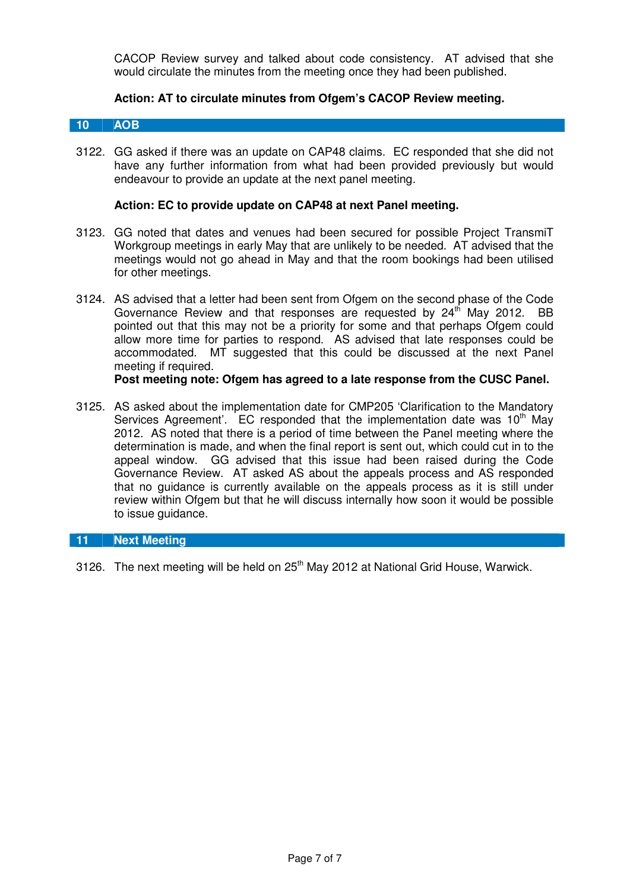CACOP Review survey and talked about code consistency. AT advised that she would circulate the minutes from the meeting once they had been published.

**Action: AT to circulate minutes from Ofgem's CACOP Review meeting.**

## 10 AOB

3122. GG asked if there was an update on CAP48 claims. EC responded that she did not have any further information from what had been provided previously but would endeavour to provide an update at the next panel meeting.

**Action: EC to provide update on CAP48 at next Panel meeting.**

3123. GG noted that dates and venues had been secured for possible Project TransmiT Workgroup meetings in early May that are unlikely to be needed. AT advised that the meetings would not go ahead in May and that the room bookings had been utilised for other meetings.

3124. AS advised that a letter had been sent from Ofgem on the second phase of the Code Governance Review and that responses are requested by 24th May 2012. BB pointed out that this may not be a priority for some and that perhaps Ofgem could allow more time for parties to respond. AS advised that late responses could be accommodated. MT suggested that this could be discussed at the next Panel meeting if required.
**Post meeting note: Ofgem has agreed to a late response from the CUSC Panel.**

3125. AS asked about the implementation date for CMP205 'Clarification to the Mandatory Services Agreement'. EC responded that the implementation date was 10th May 2012. AS noted that there is a period of time between the Panel meeting where the determination is made, and when the final report is sent out, which could cut in to the appeal window. GG advised that this issue had been raised during the Code Governance Review. AT asked AS about the appeals process and AS responded that no guidance is currently available on the appeals process as it is still under review within Ofgem but that he will discuss internally how soon it would be possible to issue guidance.

## 11 Next Meeting

3126. The next meeting will be held on 25th May 2012 at National Grid House, Warwick.